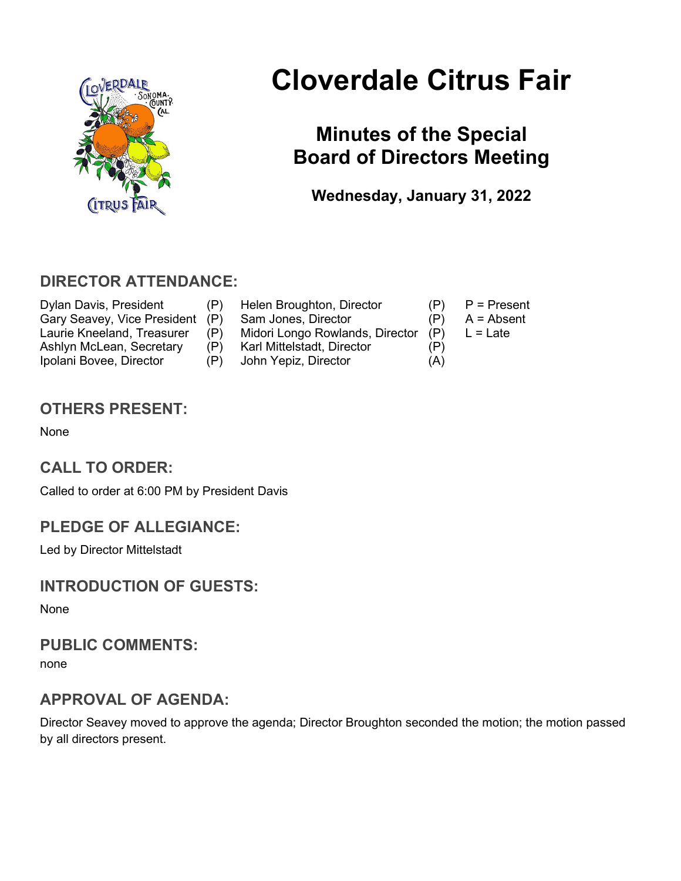# Cloverdale Citrus Fair

## Minutes of the Special Board of Directors Meeting

**Wednesday, January 31, 2022**

## DIRECTOR ATTENDANCE:

| | | | | |
|---|---|---|---|---|
| Dylan Davis, President | (P) | Helen Broughton, Director | (P) | P = Present |
| Gary Seavey, Vice President | (P) | Sam Jones, Director | (P) | A = Absent |
| Laurie Kneeland, Treasurer | (P) | Midori Longo Rowlands, Director | (P) | L = Late |
| Ashlyn McLean, Secretary | (P) | Karl Mittelstadt, Director | (P) | |
| Ipolani Bovee, Director | (P) | John Yepiz, Director | (A) | |

## OTHERS PRESENT:

None

## CALL TO ORDER:

Called to order at 6:00 PM by President Davis

## PLEDGE OF ALLEGIANCE:

Led by Director Mittelstadt

## INTRODUCTION OF GUESTS:

None

## PUBLIC COMMENTS:

none

## APPROVAL OF AGENDA:

Director Seavey moved to approve the agenda; Director Broughton seconded the motion; the motion passed by all directors present.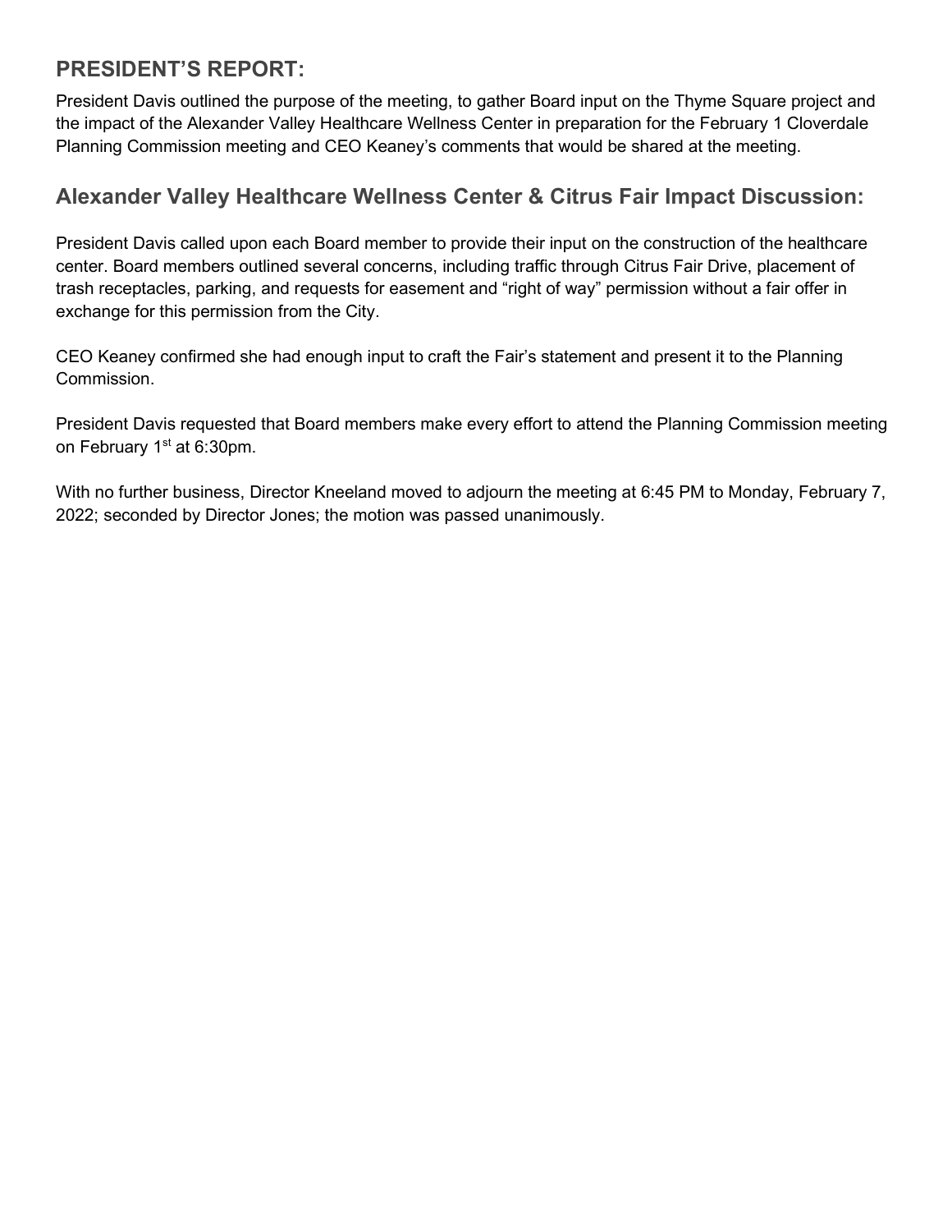## PRESIDENT'S REPORT:

President Davis outlined the purpose of the meeting, to gather Board input on the Thyme Square project and the impact of the Alexander Valley Healthcare Wellness Center in preparation for the February 1 Cloverdale Planning Commission meeting and CEO Keaney's comments that would be shared at the meeting.

## Alexander Valley Healthcare Wellness Center & Citrus Fair Impact Discussion:

President Davis called upon each Board member to provide their input on the construction of the healthcare center. Board members outlined several concerns, including traffic through Citrus Fair Drive, placement of trash receptacles, parking, and requests for easement and "right of way" permission without a fair offer in exchange for this permission from the City.

CEO Keaney confirmed she had enough input to craft the Fair's statement and present it to the Planning Commission.

President Davis requested that Board members make every effort to attend the Planning Commission meeting on February 1st at 6:30pm.

With no further business, Director Kneeland moved to adjourn the meeting at 6:45 PM to Monday, February 7, 2022; seconded by Director Jones; the motion was passed unanimously.